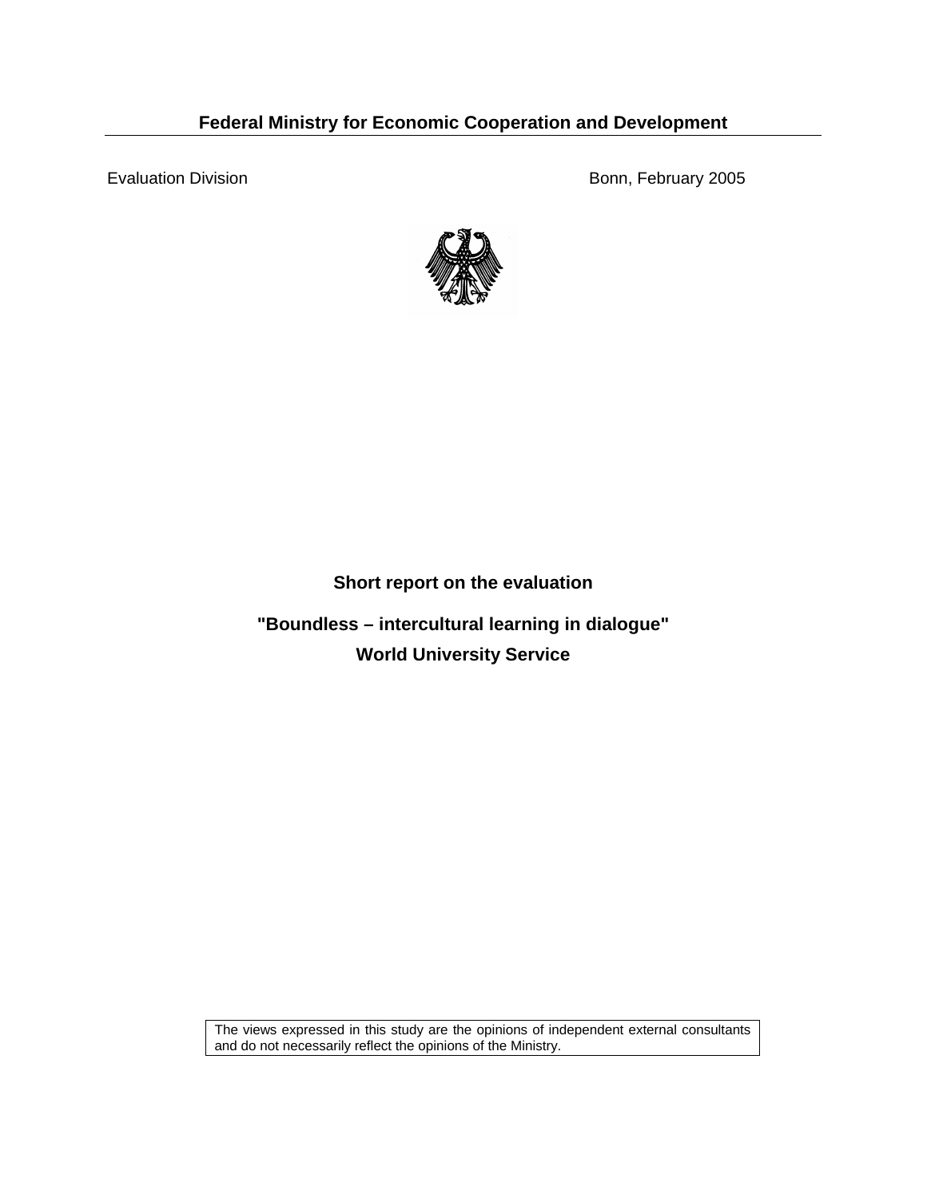**Federal Ministry for Economic Cooperation and Development**

Evaluation Division

Bonn, February 2005

# Short report on the evaluation

## "Boundless – intercultural learning in dialogue"

## World University Service

The views expressed in this study are the opinions of independent external consultants and do not necessarily reflect the opinions of the Ministry.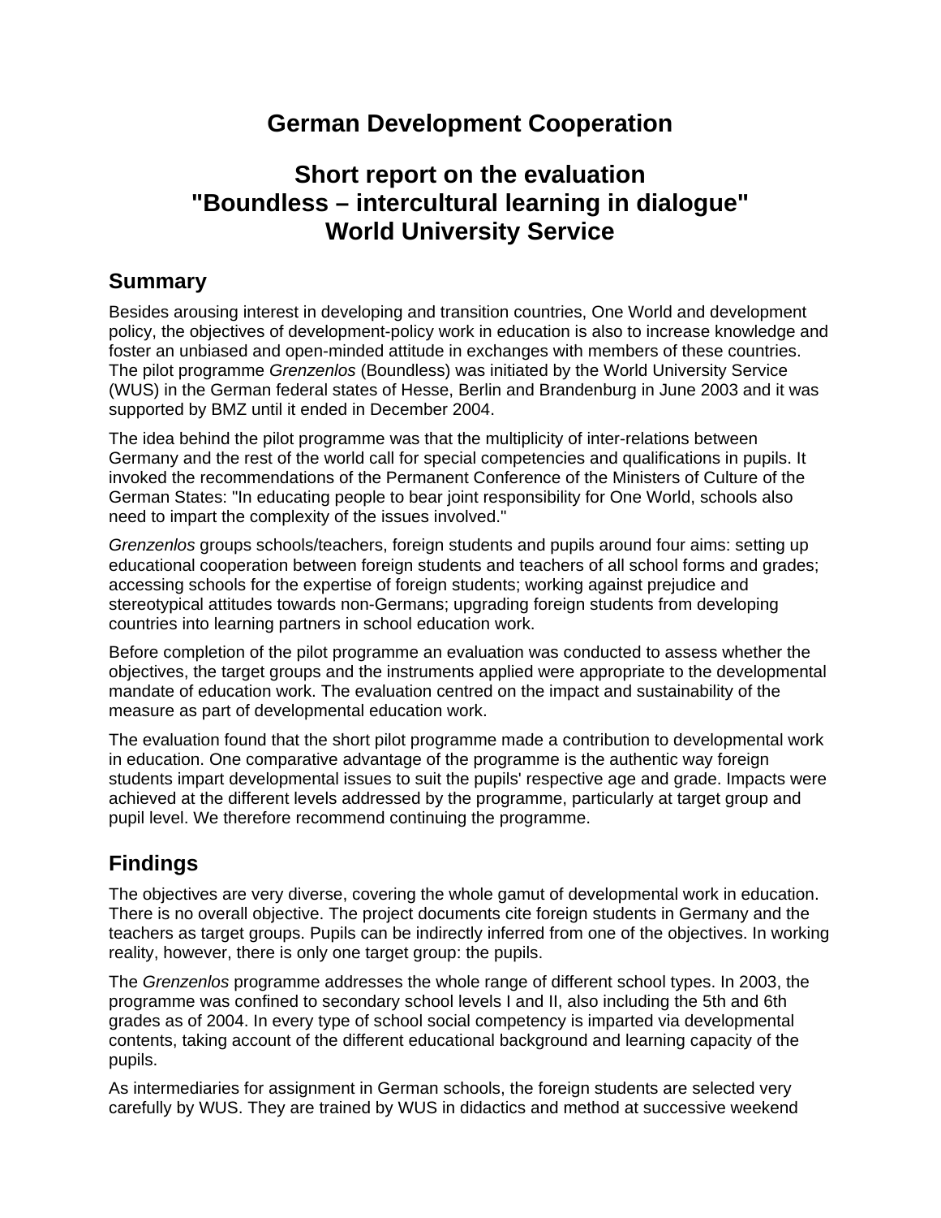# German Development Cooperation

# Short report on the evaluation "Boundless – intercultural learning in dialogue" World University Service

## Summary

Besides arousing interest in developing and transition countries, One World and development policy, the objectives of development-policy work in education is also to increase knowledge and foster an unbiased and open-minded attitude in exchanges with members of these countries. The pilot programme *Grenzenlos* (Boundless) was initiated by the World University Service (WUS) in the German federal states of Hesse, Berlin and Brandenburg in June 2003 and it was supported by BMZ until it ended in December 2004.

The idea behind the pilot programme was that the multiplicity of inter-relations between Germany and the rest of the world call for special competencies and qualifications in pupils. It invoked the recommendations of the Permanent Conference of the Ministers of Culture of the German States: "In educating people to bear joint responsibility for One World, schools also need to impart the complexity of the issues involved."

*Grenzenlos* groups schools/teachers, foreign students and pupils around four aims: setting up educational cooperation between foreign students and teachers of all school forms and grades; accessing schools for the expertise of foreign students; working against prejudice and stereotypical attitudes towards non-Germans; upgrading foreign students from developing countries into learning partners in school education work.

Before completion of the pilot programme an evaluation was conducted to assess whether the objectives, the target groups and the instruments applied were appropriate to the developmental mandate of education work. The evaluation centred on the impact and sustainability of the measure as part of developmental education work.

The evaluation found that the short pilot programme made a contribution to developmental work in education. One comparative advantage of the programme is the authentic way foreign students impart developmental issues to suit the pupils' respective age and grade. Impacts were achieved at the different levels addressed by the programme, particularly at target group and pupil level. We therefore recommend continuing the programme.

## Findings

The objectives are very diverse, covering the whole gamut of developmental work in education. There is no overall objective. The project documents cite foreign students in Germany and the teachers as target groups. Pupils can be indirectly inferred from one of the objectives. In working reality, however, there is only one target group: the pupils.

The *Grenzenlos* programme addresses the whole range of different school types. In 2003, the programme was confined to secondary school levels I and II, also including the 5th and 6th grades as of 2004. In every type of school social competency is imparted via developmental contents, taking account of the different educational background and learning capacity of the pupils.

As intermediaries for assignment in German schools, the foreign students are selected very carefully by WUS. They are trained by WUS in didactics and method at successive weekend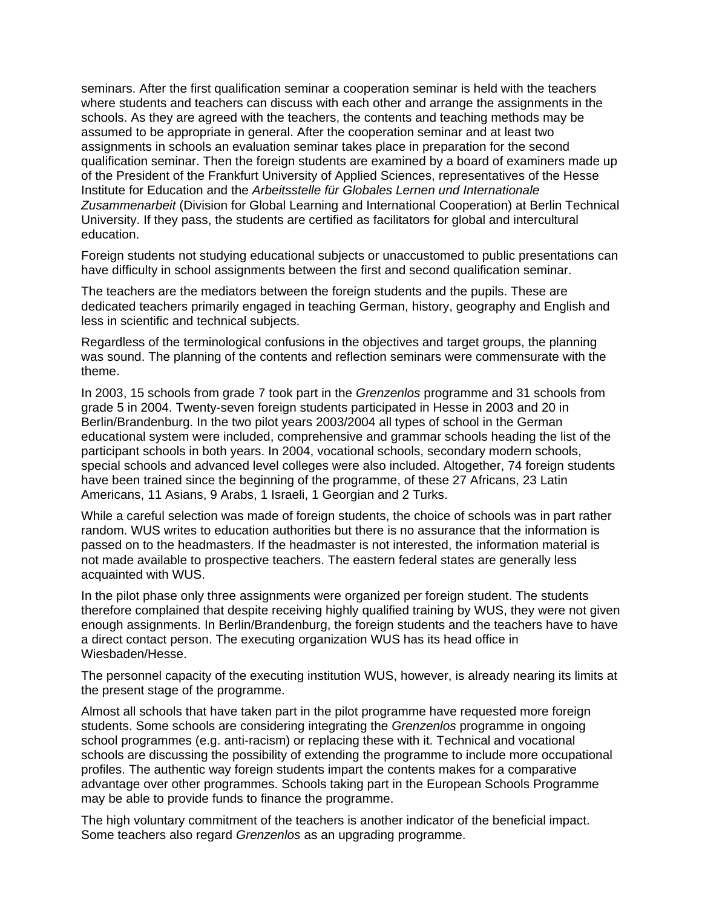seminars. After the first qualification seminar a cooperation seminar is held with the teachers where students and teachers can discuss with each other and arrange the assignments in the schools. As they are agreed with the teachers, the contents and teaching methods may be assumed to be appropriate in general. After the cooperation seminar and at least two assignments in schools an evaluation seminar takes place in preparation for the second qualification seminar. Then the foreign students are examined by a board of examiners made up of the President of the Frankfurt University of Applied Sciences, representatives of the Hesse Institute for Education and the *Arbeitsstelle für Globales Lernen und Internationale Zusammenarbeit* (Division for Global Learning and International Cooperation) at Berlin Technical University. If they pass, the students are certified as facilitators for global and intercultural education.

Foreign students not studying educational subjects or unaccustomed to public presentations can have difficulty in school assignments between the first and second qualification seminar.

The teachers are the mediators between the foreign students and the pupils. These are dedicated teachers primarily engaged in teaching German, history, geography and English and less in scientific and technical subjects.

Regardless of the terminological confusions in the objectives and target groups, the planning was sound. The planning of the contents and reflection seminars were commensurate with the theme.

In 2003, 15 schools from grade 7 took part in the *Grenzenlos* programme and 31 schools from grade 5 in 2004. Twenty-seven foreign students participated in Hesse in 2003 and 20 in Berlin/Brandenburg. In the two pilot years 2003/2004 all types of school in the German educational system were included, comprehensive and grammar schools heading the list of the participant schools in both years. In 2004, vocational schools, secondary modern schools, special schools and advanced level colleges were also included. Altogether, 74 foreign students have been trained since the beginning of the programme, of these 27 Africans, 23 Latin Americans, 11 Asians, 9 Arabs, 1 Israeli, 1 Georgian and 2 Turks.

While a careful selection was made of foreign students, the choice of schools was in part rather random. WUS writes to education authorities but there is no assurance that the information is passed on to the headmasters. If the headmaster is not interested, the information material is not made available to prospective teachers. The eastern federal states are generally less acquainted with WUS.

In the pilot phase only three assignments were organized per foreign student. The students therefore complained that despite receiving highly qualified training by WUS, they were not given enough assignments. In Berlin/Brandenburg, the foreign students and the teachers have to have a direct contact person. The executing organization WUS has its head office in Wiesbaden/Hesse.

The personnel capacity of the executing institution WUS, however, is already nearing its limits at the present stage of the programme.

Almost all schools that have taken part in the pilot programme have requested more foreign students. Some schools are considering integrating the *Grenzenlos* programme in ongoing school programmes (e.g. anti-racism) or replacing these with it. Technical and vocational schools are discussing the possibility of extending the programme to include more occupational profiles. The authentic way foreign students impart the contents makes for a comparative advantage over other programmes. Schools taking part in the European Schools Programme may be able to provide funds to finance the programme.

The high voluntary commitment of the teachers is another indicator of the beneficial impact. Some teachers also regard *Grenzenlos* as an upgrading programme.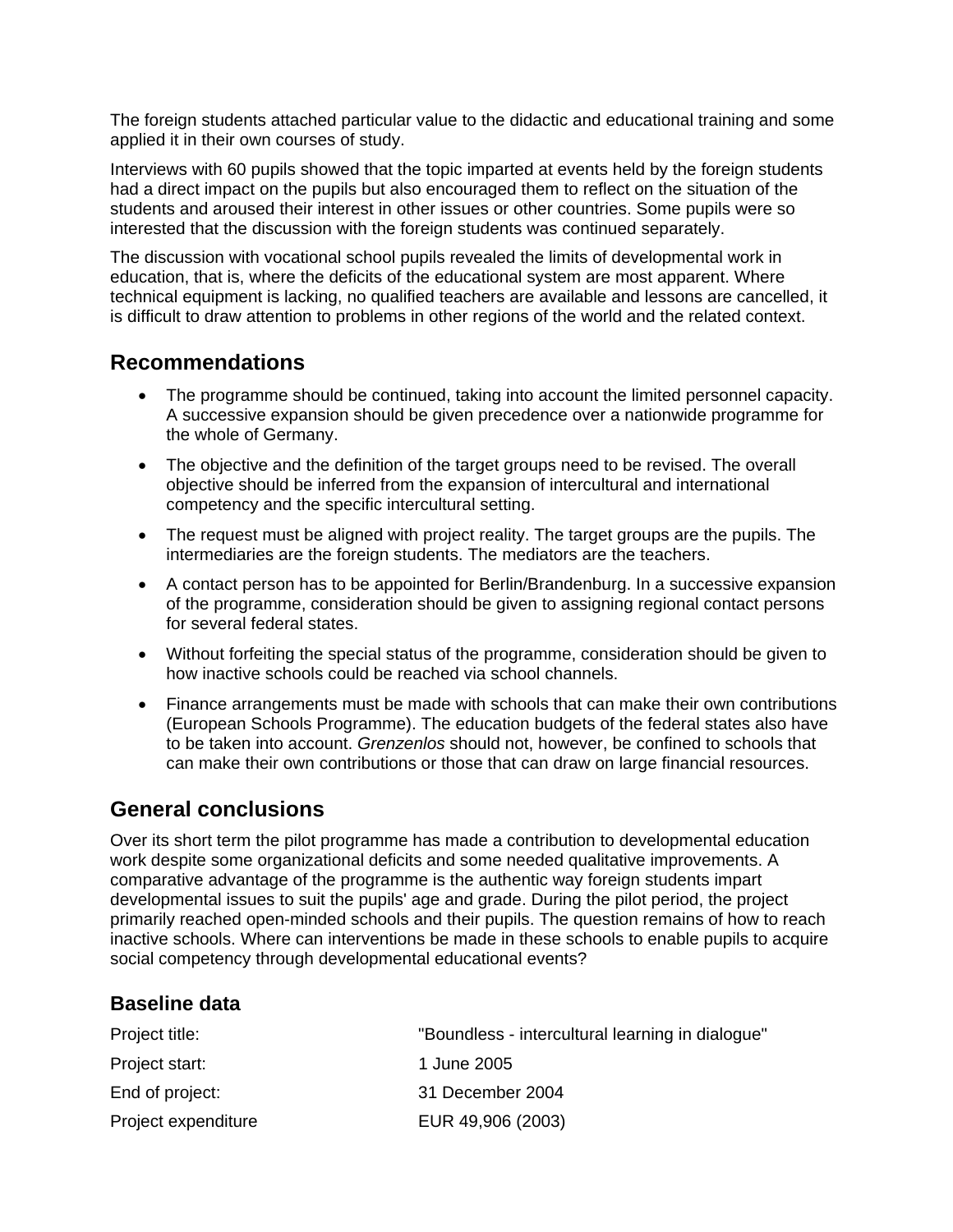The foreign students attached particular value to the didactic and educational training and some applied it in their own courses of study.

Interviews with 60 pupils showed that the topic imparted at events held by the foreign students had a direct impact on the pupils but also encouraged them to reflect on the situation of the students and aroused their interest in other issues or other countries. Some pupils were so interested that the discussion with the foreign students was continued separately.

The discussion with vocational school pupils revealed the limits of developmental work in education, that is, where the deficits of the educational system are most apparent. Where technical equipment is lacking, no qualified teachers are available and lessons are cancelled, it is difficult to draw attention to problems in other regions of the world and the related context.

## Recommendations

- The programme should be continued, taking into account the limited personnel capacity. A successive expansion should be given precedence over a nationwide programme for the whole of Germany.
- The objective and the definition of the target groups need to be revised. The overall objective should be inferred from the expansion of intercultural and international competency and the specific intercultural setting.
- The request must be aligned with project reality. The target groups are the pupils. The intermediaries are the foreign students. The mediators are the teachers.
- A contact person has to be appointed for Berlin/Brandenburg. In a successive expansion of the programme, consideration should be given to assigning regional contact persons for several federal states.
- Without forfeiting the special status of the programme, consideration should be given to how inactive schools could be reached via school channels.
- Finance arrangements must be made with schools that can make their own contributions (European Schools Programme). The education budgets of the federal states also have to be taken into account. *Grenzenlos* should not, however, be confined to schools that can make their own contributions or those that can draw on large financial resources.

## General conclusions

Over its short term the pilot programme has made a contribution to developmental education work despite some organizational deficits and some needed qualitative improvements. A comparative advantage of the programme is the authentic way foreign students impart developmental issues to suit the pupils' age and grade. During the pilot period, the project primarily reached open-minded schools and their pupils. The question remains of how to reach inactive schools. Where can interventions be made in these schools to enable pupils to acquire social competency through developmental educational events?

### Baseline data

| | |
|---|---|
| Project title: | "Boundless - intercultural learning in dialogue" |
| Project start: | 1 June 2005 |
| End of project: | 31 December 2004 |
| Project expenditure | EUR 49,906 (2003) |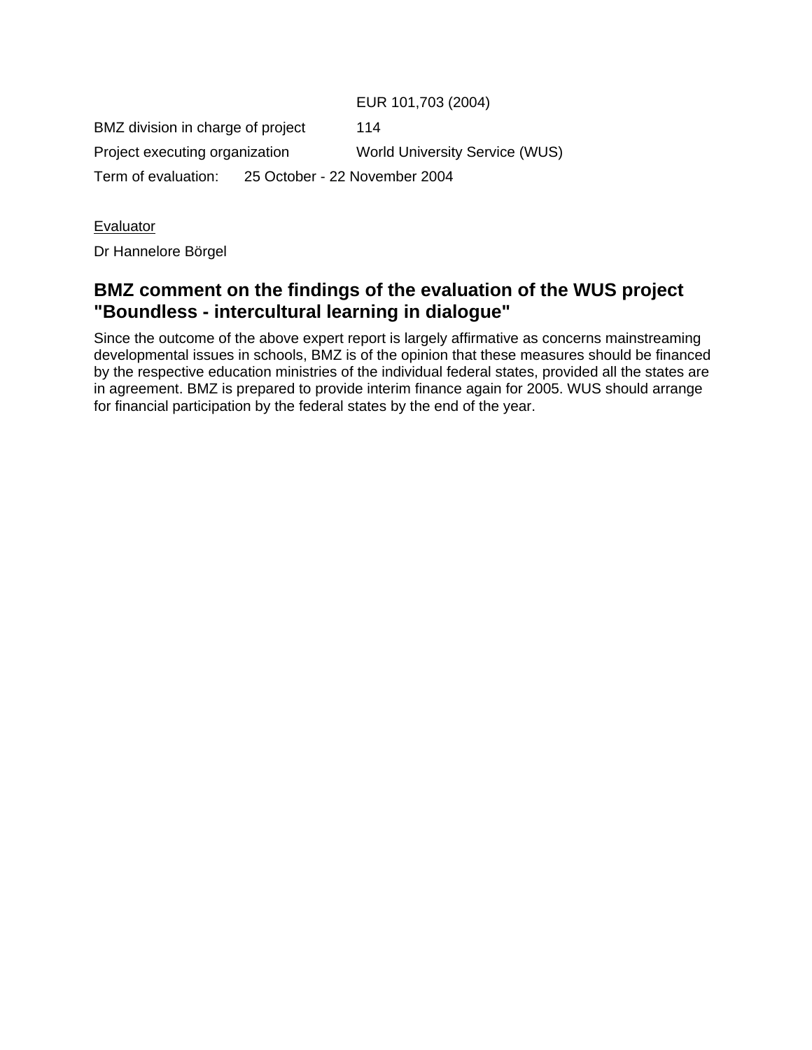| | |
|---|---|
| | EUR 101,703 (2004) |
| BMZ division in charge of project | 114 |
| Project executing organization | World University Service (WUS) |

Term of evaluation: 25 October - 22 November 2004

Evaluator

Dr Hannelore Börgel

## BMZ comment on the findings of the evaluation of the WUS project "Boundless - intercultural learning in dialogue"

Since the outcome of the above expert report is largely affirmative as concerns mainstreaming developmental issues in schools, BMZ is of the opinion that these measures should be financed by the respective education ministries of the individual federal states, provided all the states are in agreement. BMZ is prepared to provide interim finance again for 2005. WUS should arrange for financial participation by the federal states by the end of the year.